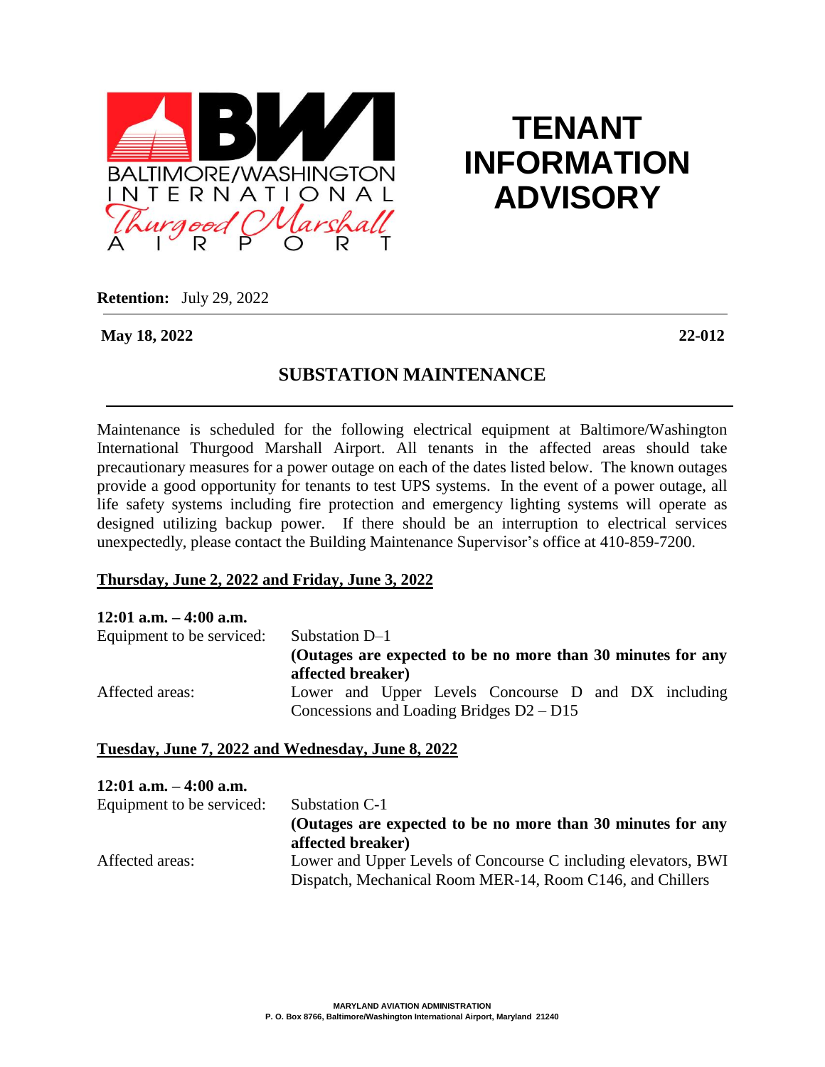BALTIMORE/WASHINGTON INTERNATIONAL Thurgood Marshall AIRPORT

# TENANT INFORMATION ADVISORY

**Retention:** July 29, 2022

**May 18, 2022** **22-012**

## SUBSTATION MAINTENANCE

Maintenance is scheduled for the following electrical equipment at Baltimore/Washington International Thurgood Marshall Airport. All tenants in the affected areas should take precautionary measures for a power outage on each of the dates listed below. The known outages provide a good opportunity for tenants to test UPS systems. In the event of a power outage, all life safety systems including fire protection and emergency lighting systems will operate as designed utilizing backup power. If there should be an interruption to electrical services unexpectedly, please contact the Building Maintenance Supervisor's office at 410-859-7200.

**Thursday, June 2, 2022 and Friday, June 3, 2022**

**12:01 a.m. – 4:00 a.m.**

Equipment to be serviced: Substation D–1
**(Outages are expected to be no more than 30 minutes for any affected breaker)**

Affected areas: Lower and Upper Levels Concourse D and DX including Concessions and Loading Bridges D2 – D15

**Tuesday, June 7, 2022 and Wednesday, June 8, 2022**

**12:01 a.m. – 4:00 a.m.**

Equipment to be serviced: Substation C-1
**(Outages are expected to be no more than 30 minutes for any affected breaker)**

Affected areas: Lower and Upper Levels of Concourse C including elevators, BWI Dispatch, Mechanical Room MER-14, Room C146, and Chillers

MARYLAND AVIATION ADMINISTRATION
P. O. Box 8766, Baltimore/Washington International Airport, Maryland 21240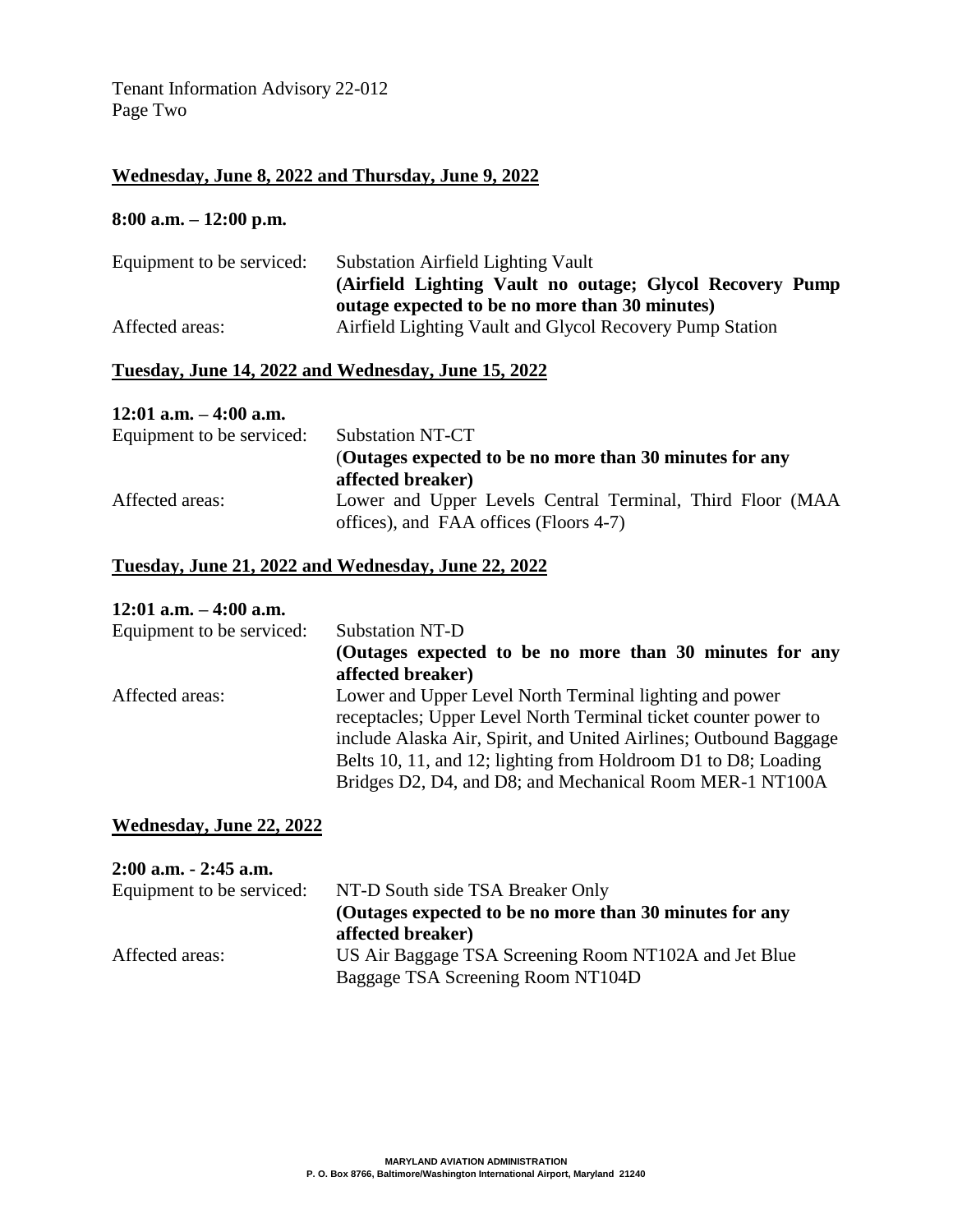## Wednesday, June 8, 2022 and Thursday, June 9, 2022

**8:00 a.m. – 12:00 p.m.**

Equipment to be serviced: Substation Airfield Lighting Vault
**(Airfield Lighting Vault no outage; Glycol Recovery Pump outage expected to be no more than 30 minutes)**

Affected areas: Airfield Lighting Vault and Glycol Recovery Pump Station

## Tuesday, June 14, 2022 and Wednesday, June 15, 2022

**12:01 a.m. – 4:00 a.m.**

Equipment to be serviced: Substation NT-CT
(**Outages expected to be no more than 30 minutes for any affected breaker)**

Affected areas: Lower and Upper Levels Central Terminal, Third Floor (MAA offices), and FAA offices (Floors 4-7)

## Tuesday, June 21, 2022 and Wednesday, June 22, 2022

**12:01 a.m. – 4:00 a.m.**

Equipment to be serviced: Substation NT-D
**(Outages expected to be no more than 30 minutes for any affected breaker)**

Affected areas: Lower and Upper Level North Terminal lighting and power receptacles; Upper Level North Terminal ticket counter power to include Alaska Air, Spirit, and United Airlines; Outbound Baggage Belts 10, 11, and 12; lighting from Holdroom D1 to D8; Loading Bridges D2, D4, and D8; and Mechanical Room MER-1 NT100A

## Wednesday, June 22, 2022

**2:00 a.m. - 2:45 a.m.**

Equipment to be serviced: NT-D South side TSA Breaker Only
**(Outages expected to be no more than 30 minutes for any affected breaker)**

Affected areas: US Air Baggage TSA Screening Room NT102A and Jet Blue Baggage TSA Screening Room NT104D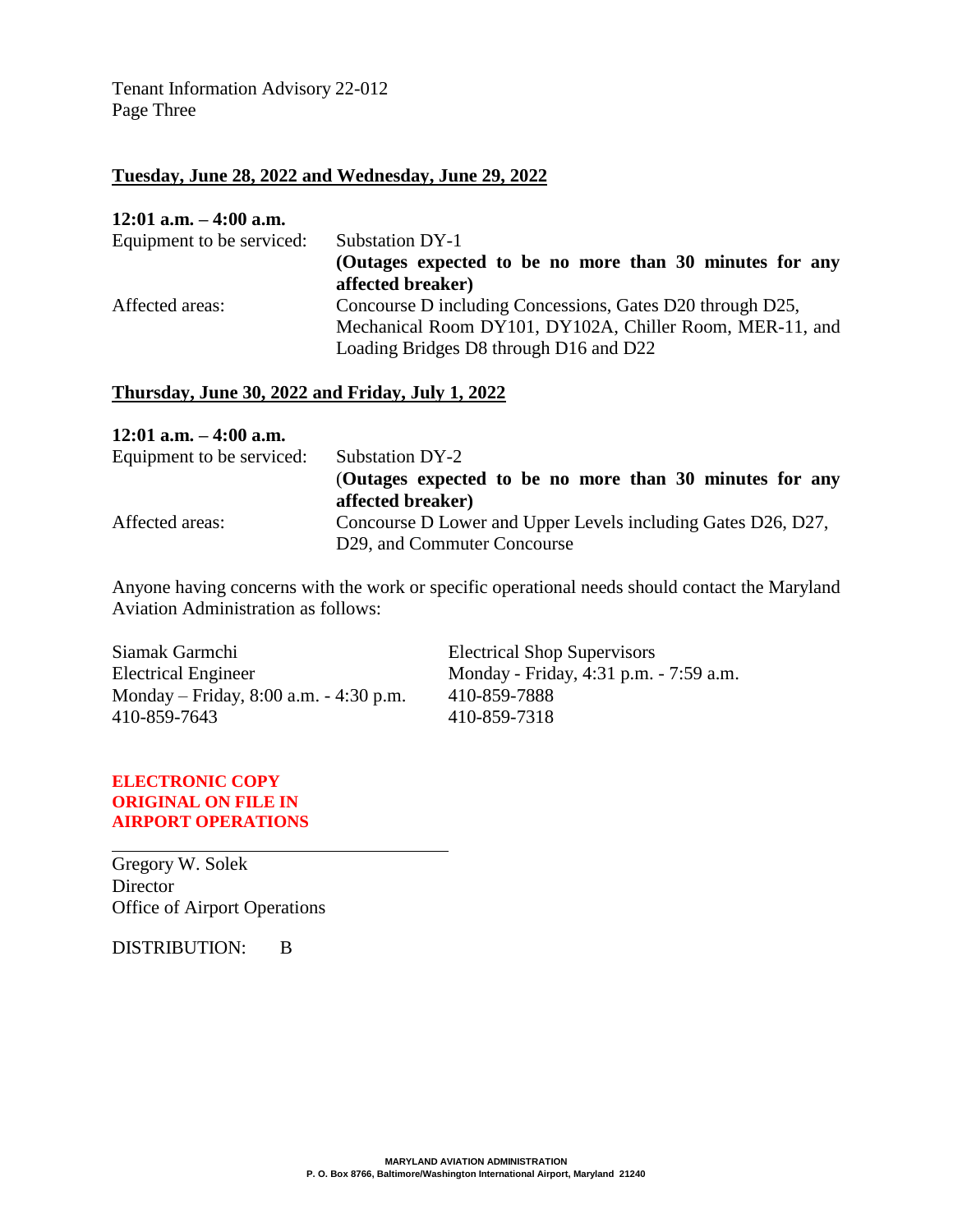**Tuesday, June 28, 2022 and Wednesday, June 29, 2022**

**12:01 a.m. – 4:00 a.m.**

| | |
|---|---|
| Equipment to be serviced: | Substation DY-1 **(Outages expected to be no more than 30 minutes for any affected breaker)** |
| Affected areas: | Concourse D including Concessions, Gates D20 through D25, Mechanical Room DY101, DY102A, Chiller Room, MER-11, and Loading Bridges D8 through D16 and D22 |

**Thursday, June 30, 2022 and Friday, July 1, 2022**

**12:01 a.m. – 4:00 a.m.**

| | |
|---|---|
| Equipment to be serviced: | Substation DY-2 (**Outages expected to be no more than 30 minutes for any affected breaker)** |
| Affected areas: | Concourse D Lower and Upper Levels including Gates D26, D27, D29, and Commuter Concourse |

Anyone having concerns with the work or specific operational needs should contact the Maryland Aviation Administration as follows:

Siamak Garmchi
Electrical Engineer
Monday – Friday, 8:00 a.m. - 4:30 p.m.
410-859-7643

Electrical Shop Supervisors
Monday - Friday, 4:31 p.m. - 7:59 a.m.
410-859-7888
410-859-7318

**ELECTRONIC COPY**
**ORIGINAL ON FILE IN**
**AIRPORT OPERATIONS**

Gregory W. Solek
Director
Office of Airport Operations

DISTRIBUTION: B

MARYLAND AVIATION ADMINISTRATION
P. O. Box 8766, Baltimore/Washington International Airport, Maryland 21240